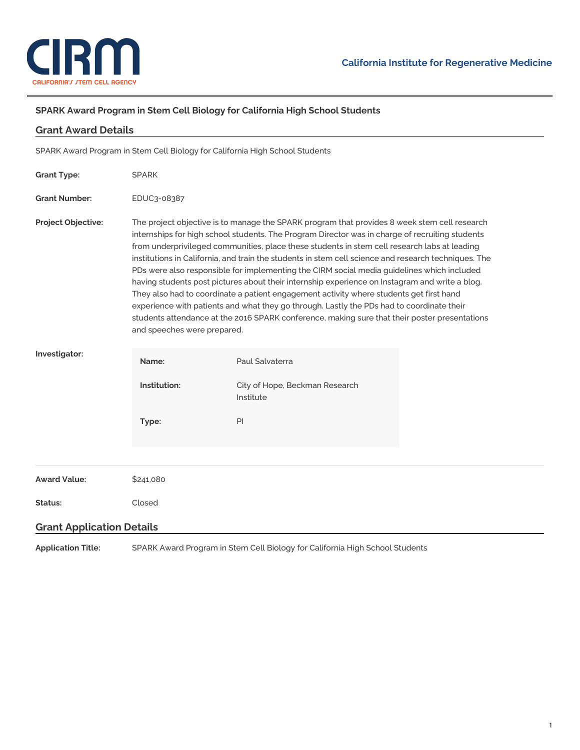California Institute for Regenerative Medicine

## SPARK Award Program in Stem Cell Biology for California High School Students

## Grant Award Details

SPARK Award Program in Stem Cell Biology for California High School Students

**Grant Type:** SPARK

**Grant Number:** EDUC3-08387

**Project Objective:** The project objective is to manage the SPARK program that provides 8 week stem cell research internships for high school students. The Program Director was in charge of recruiting students from underprivileged communities, place these students in stem cell research labs at leading institutions in California, and train the students in stem cell science and research techniques. The PDs were also responsible for implementing the CIRM social media guidelines which included having students post pictures about their internship experience on Instagram and write a blog. They also had to coordinate a patient engagement activity where students get first hand experience with patients and what they go through. Lastly the PDs had to coordinate their students attendance at the 2016 SPARK conference, making sure that their poster presentations and speeches were prepared.

**Investigator:**

| | |
|---|---|
| **Name:** | Paul Salvaterra |
| **Institution:** | City of Hope, Beckman Research Institute |
| **Type:** | PI |

**Award Value:** $241,080

**Status:** Closed

## Grant Application Details

**Application Title:** SPARK Award Program in Stem Cell Biology for California High School Students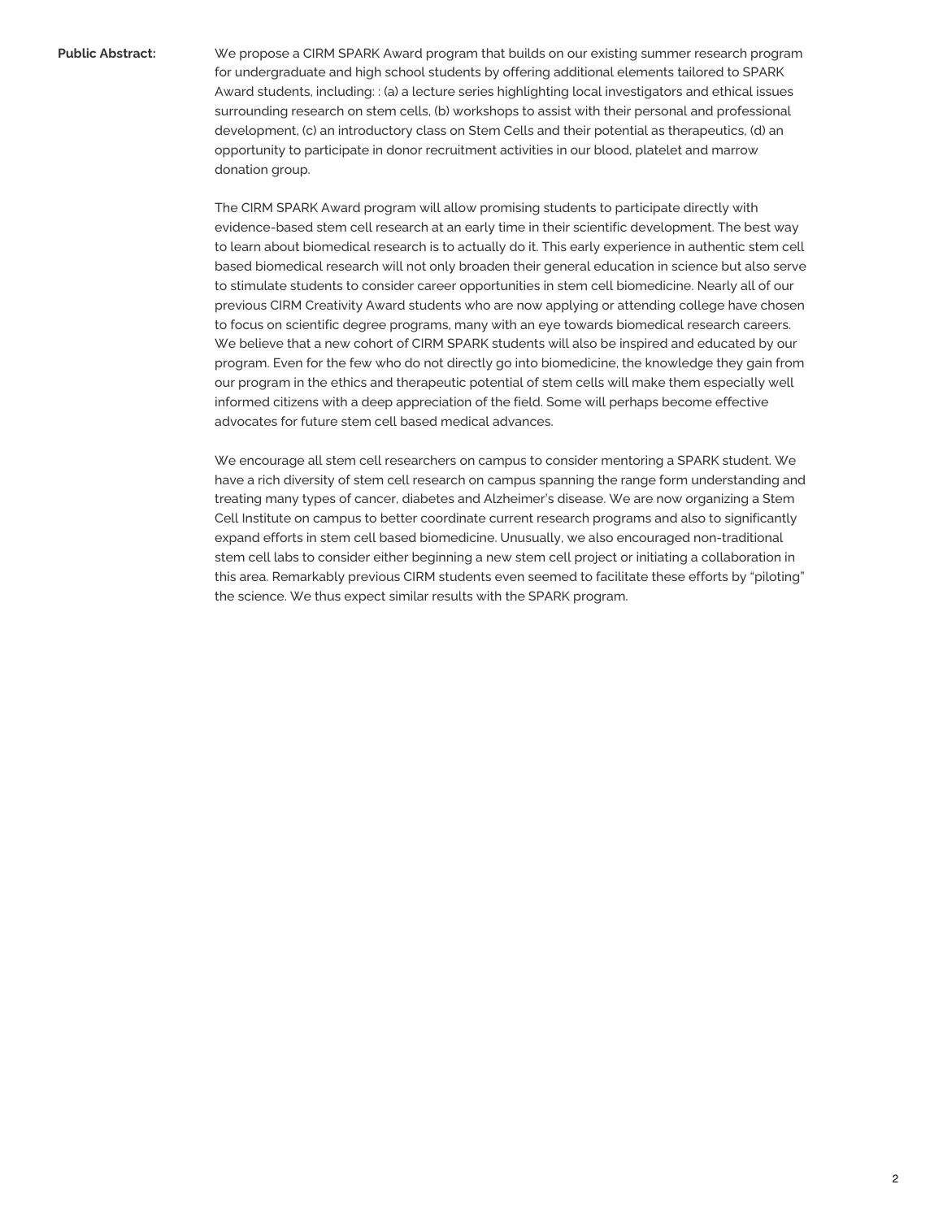**Public Abstract:**

We propose a CIRM SPARK Award program that builds on our existing summer research program for undergraduate and high school students by offering additional elements tailored to SPARK Award students, including: : (a) a lecture series highlighting local investigators and ethical issues surrounding research on stem cells, (b) workshops to assist with their personal and professional development, (c) an introductory class on Stem Cells and their potential as therapeutics, (d) an opportunity to participate in donor recruitment activities in our blood, platelet and marrow donation group.

The CIRM SPARK Award program will allow promising students to participate directly with evidence-based stem cell research at an early time in their scientific development. The best way to learn about biomedical research is to actually do it. This early experience in authentic stem cell based biomedical research will not only broaden their general education in science but also serve to stimulate students to consider career opportunities in stem cell biomedicine. Nearly all of our previous CIRM Creativity Award students who are now applying or attending college have chosen to focus on scientific degree programs, many with an eye towards biomedical research careers. We believe that a new cohort of CIRM SPARK students will also be inspired and educated by our program. Even for the few who do not directly go into biomedicine, the knowledge they gain from our program in the ethics and therapeutic potential of stem cells will make them especially well informed citizens with a deep appreciation of the field. Some will perhaps become effective advocates for future stem cell based medical advances.

We encourage all stem cell researchers on campus to consider mentoring a SPARK student. We have a rich diversity of stem cell research on campus spanning the range form understanding and treating many types of cancer, diabetes and Alzheimer's disease. We are now organizing a Stem Cell Institute on campus to better coordinate current research programs and also to significantly expand efforts in stem cell based biomedicine. Unusually, we also encouraged non-traditional stem cell labs to consider either beginning a new stem cell project or initiating a collaboration in this area. Remarkably previous CIRM students even seemed to facilitate these efforts by "piloting" the science. We thus expect similar results with the SPARK program.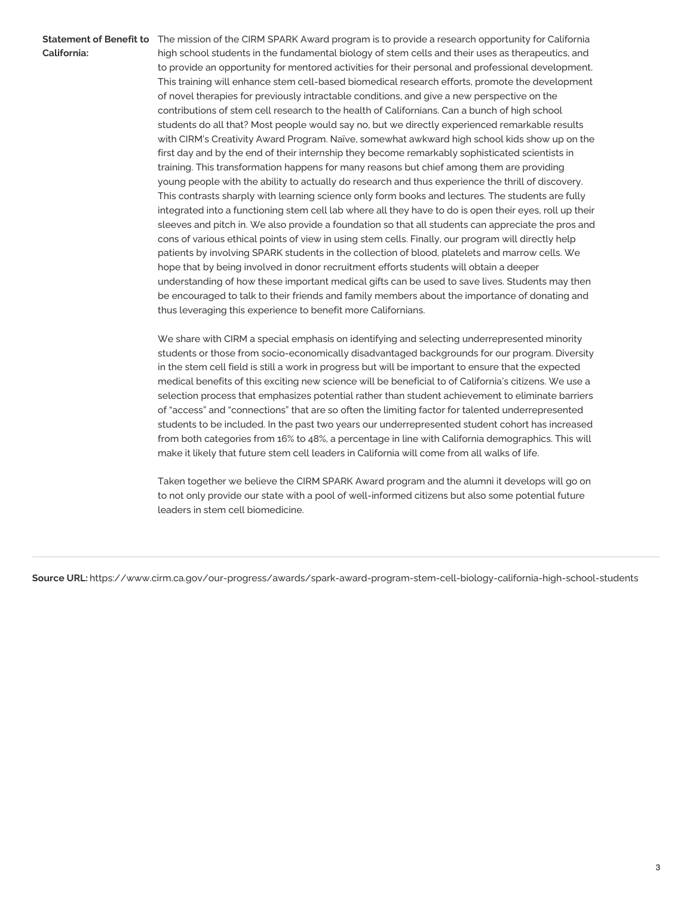**Statement of Benefit to California:**

The mission of the CIRM SPARK Award program is to provide a research opportunity for California high school students in the fundamental biology of stem cells and their uses as therapeutics, and to provide an opportunity for mentored activities for their personal and professional development. This training will enhance stem cell-based biomedical research efforts, promote the development of novel therapies for previously intractable conditions, and give a new perspective on the contributions of stem cell research to the health of Californians. Can a bunch of high school students do all that? Most people would say no, but we directly experienced remarkable results with CIRM's Creativity Award Program. Naïve, somewhat awkward high school kids show up on the first day and by the end of their internship they become remarkably sophisticated scientists in training. This transformation happens for many reasons but chief among them are providing young people with the ability to actually do research and thus experience the thrill of discovery. This contrasts sharply with learning science only form books and lectures. The students are fully integrated into a functioning stem cell lab where all they have to do is open their eyes, roll up their sleeves and pitch in. We also provide a foundation so that all students can appreciate the pros and cons of various ethical points of view in using stem cells. Finally, our program will directly help patients by involving SPARK students in the collection of blood, platelets and marrow cells. We hope that by being involved in donor recruitment efforts students will obtain a deeper understanding of how these important medical gifts can be used to save lives. Students may then be encouraged to talk to their friends and family members about the importance of donating and thus leveraging this experience to benefit more Californians.

We share with CIRM a special emphasis on identifying and selecting underrepresented minority students or those from socio-economically disadvantaged backgrounds for our program. Diversity in the stem cell field is still a work in progress but will be important to ensure that the expected medical benefits of this exciting new science will be beneficial to of California's citizens. We use a selection process that emphasizes potential rather than student achievement to eliminate barriers of "access" and "connections" that are so often the limiting factor for talented underrepresented students to be included. In the past two years our underrepresented student cohort has increased from both categories from 16% to 48%, a percentage in line with California demographics. This will make it likely that future stem cell leaders in California will come from all walks of life.

Taken together we believe the CIRM SPARK Award program and the alumni it develops will go on to not only provide our state with a pool of well-informed citizens but also some potential future leaders in stem cell biomedicine.

---

**Source URL:** https://www.cirm.ca.gov/our-progress/awards/spark-award-program-stem-cell-biology-california-high-school-students